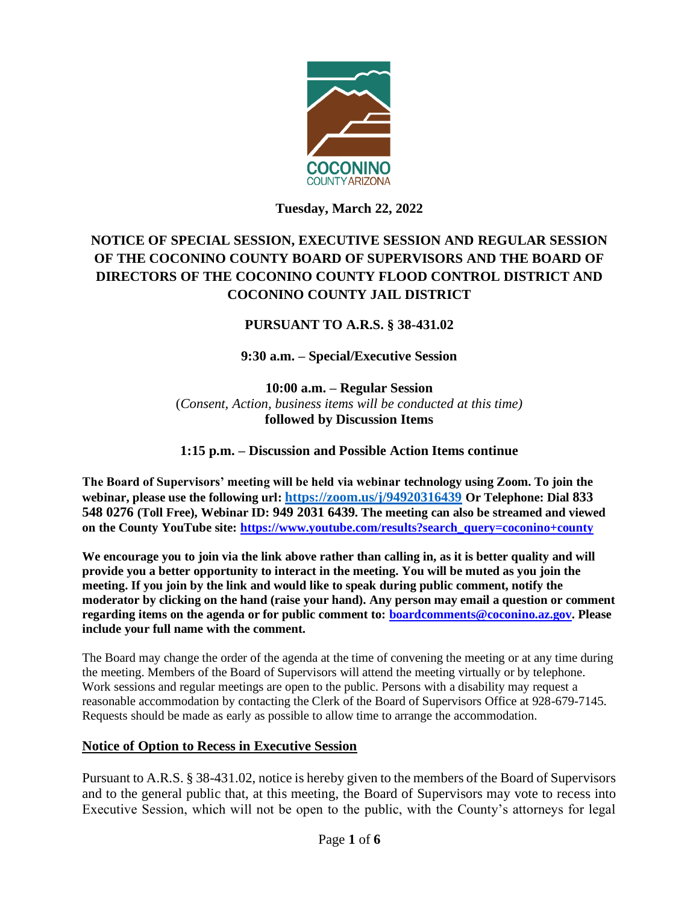COCONINO
COUNTY ARIZONA

**Tuesday, March 22, 2022**

# NOTICE OF SPECIAL SESSION, EXECUTIVE SESSION AND REGULAR SESSION OF THE COCONINO COUNTY BOARD OF SUPERVISORS AND THE BOARD OF DIRECTORS OF THE COCONINO COUNTY FLOOD CONTROL DISTRICT AND COCONINO COUNTY JAIL DISTRICT

**PURSUANT TO A.R.S. § 38-431.02**

**9:30 a.m. – Special/Executive Session**

**10:00 a.m. – Regular Session**
(*Consent, Action, business items will be conducted at this time)*
**followed by Discussion Items**

**1:15 p.m. – Discussion and Possible Action Items continue**

**The Board of Supervisors' meeting will be held via webinar technology using Zoom. To join the webinar, please use the following url: [https://zoom.us/j/94920316439](https://zoom.us/j/94920316439) Or Telephone: Dial 833 548 0276 (Toll Free), Webinar ID: 949 2031 6439. The meeting can also be streamed and viewed on the County YouTube site: [https://www.youtube.com/results?search_query=coconino+county](https://www.youtube.com/results?search_query=coconino+county)**

**We encourage you to join via the link above rather than calling in, as it is better quality and will provide you a better opportunity to interact in the meeting. You will be muted as you join the meeting. If you join by the link and would like to speak during public comment, notify the moderator by clicking on the hand (raise your hand). Any person may email a question or comment regarding items on the agenda or for public comment to: [boardcomments@coconino.az.gov](mailto:boardcomments@coconino.az.gov). Please include your full name with the comment.**

The Board may change the order of the agenda at the time of convening the meeting or at any time during the meeting. Members of the Board of Supervisors will attend the meeting virtually or by telephone. Work sessions and regular meetings are open to the public. Persons with a disability may request a reasonable accommodation by contacting the Clerk of the Board of Supervisors Office at 928-679-7145. Requests should be made as early as possible to allow time to arrange the accommodation.

## Notice of Option to Recess in Executive Session

Pursuant to A.R.S. § 38-431.02, notice is hereby given to the members of the Board of Supervisors and to the general public that, at this meeting, the Board of Supervisors may vote to recess into Executive Session, which will not be open to the public, with the County's attorneys for legal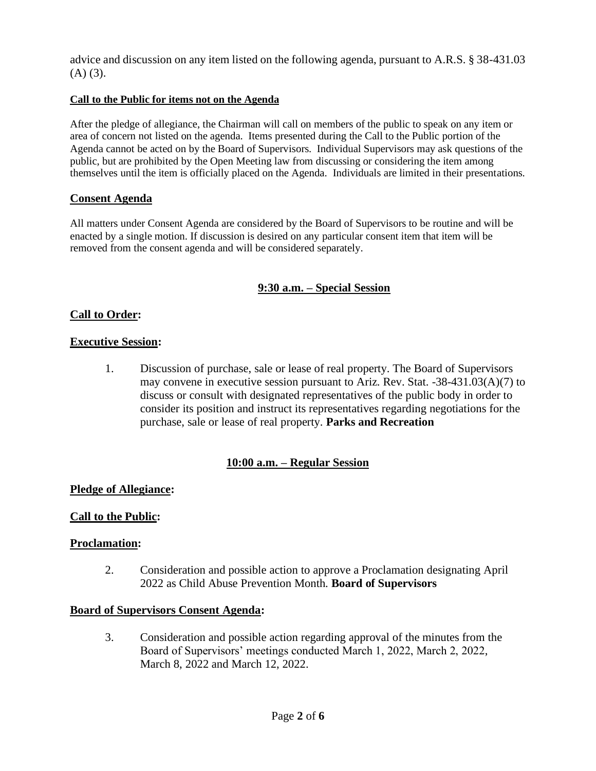advice and discussion on any item listed on the following agenda, pursuant to A.R.S. § 38-431.03 (A) (3).

**Call to the Public for items not on the Agenda**

After the pledge of allegiance, the Chairman will call on members of the public to speak on any item or area of concern not listed on the agenda. Items presented during the Call to the Public portion of the Agenda cannot be acted on by the Board of Supervisors. Individual Supervisors may ask questions of the public, but are prohibited by the Open Meeting law from discussing or considering the item among themselves until the item is officially placed on the Agenda. Individuals are limited in their presentations.

**Consent Agenda**

All matters under Consent Agenda are considered by the Board of Supervisors to be routine and will be enacted by a single motion. If discussion is desired on any particular consent item that item will be removed from the consent agenda and will be considered separately.

**9:30 a.m. – Special Session**

**Call to Order:**

**Executive Session:**

1. Discussion of purchase, sale or lease of real property. The Board of Supervisors may convene in executive session pursuant to Ariz. Rev. Stat. -38-431.03(A)(7) to discuss or consult with designated representatives of the public body in order to consider its position and instruct its representatives regarding negotiations for the purchase, sale or lease of real property. **Parks and Recreation**

**10:00 a.m. – Regular Session**

**Pledge of Allegiance:**

**Call to the Public:**

**Proclamation:**

2. Consideration and possible action to approve a Proclamation designating April 2022 as Child Abuse Prevention Month. **Board of Supervisors**

**Board of Supervisors Consent Agenda:**

3. Consideration and possible action regarding approval of the minutes from the Board of Supervisors' meetings conducted March 1, 2022, March 2, 2022, March 8, 2022 and March 12, 2022.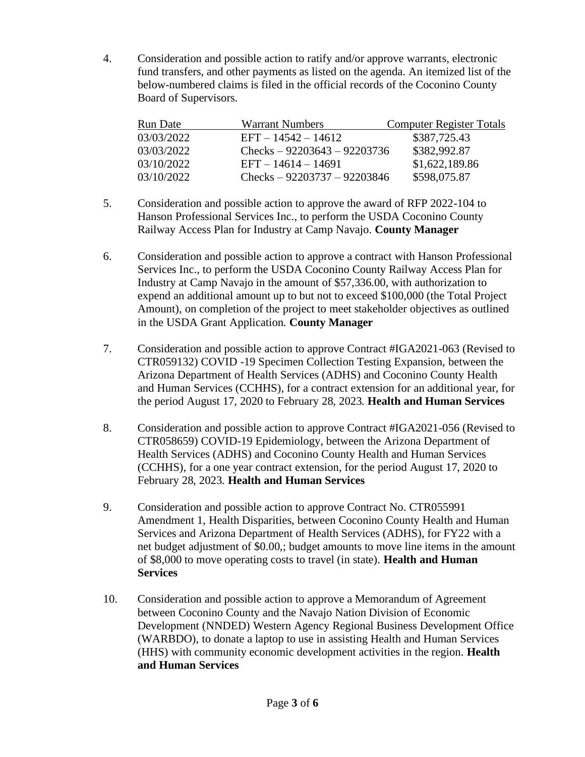4. Consideration and possible action to ratify and/or approve warrants, electronic fund transfers, and other payments as listed on the agenda. An itemized list of the below-numbered claims is filed in the official records of the Coconino County Board of Supervisors.

| Run Date | Warrant Numbers | Computer Register Totals |
|---|---|---|
| 03/03/2022 | EFT – 14542 – 14612 | $387,725.43 |
| 03/03/2022 | Checks – 92203643 – 92203736 | $382,992.87 |
| 03/10/2022 | EFT – 14614 – 14691 | $1,622,189.86 |
| 03/10/2022 | Checks – 92203737 – 92203846 | $598,075.87 |

5. Consideration and possible action to approve the award of RFP 2022-104 to Hanson Professional Services Inc., to perform the USDA Coconino County Railway Access Plan for Industry at Camp Navajo. **County Manager**

6. Consideration and possible action to approve a contract with Hanson Professional Services Inc., to perform the USDA Coconino County Railway Access Plan for Industry at Camp Navajo in the amount of $57,336.00, with authorization to expend an additional amount up to but not to exceed $100,000 (the Total Project Amount), on completion of the project to meet stakeholder objectives as outlined in the USDA Grant Application. **County Manager**

7. Consideration and possible action to approve Contract #IGA2021-063 (Revised to CTR059132) COVID -19 Specimen Collection Testing Expansion, between the Arizona Department of Health Services (ADHS) and Coconino County Health and Human Services (CCHHS), for a contract extension for an additional year, for the period August 17, 2020 to February 28, 2023. **Health and Human Services**

8. Consideration and possible action to approve Contract #IGA2021-056 (Revised to CTR058659) COVID-19 Epidemiology, between the Arizona Department of Health Services (ADHS) and Coconino County Health and Human Services (CCHHS), for a one year contract extension, for the period August 17, 2020 to February 28, 2023. **Health and Human Services**

9. Consideration and possible action to approve Contract No. CTR055991 Amendment 1, Health Disparities, between Coconino County Health and Human Services and Arizona Department of Health Services (ADHS), for FY22 with a net budget adjustment of $0.00,; budget amounts to move line items in the amount of $8,000 to move operating costs to travel (in state). **Health and Human Services**

10. Consideration and possible action to approve a Memorandum of Agreement between Coconino County and the Navajo Nation Division of Economic Development (NNDED) Western Agency Regional Business Development Office (WARBDO), to donate a laptop to use in assisting Health and Human Services (HHS) with community economic development activities in the region. **Health and Human Services**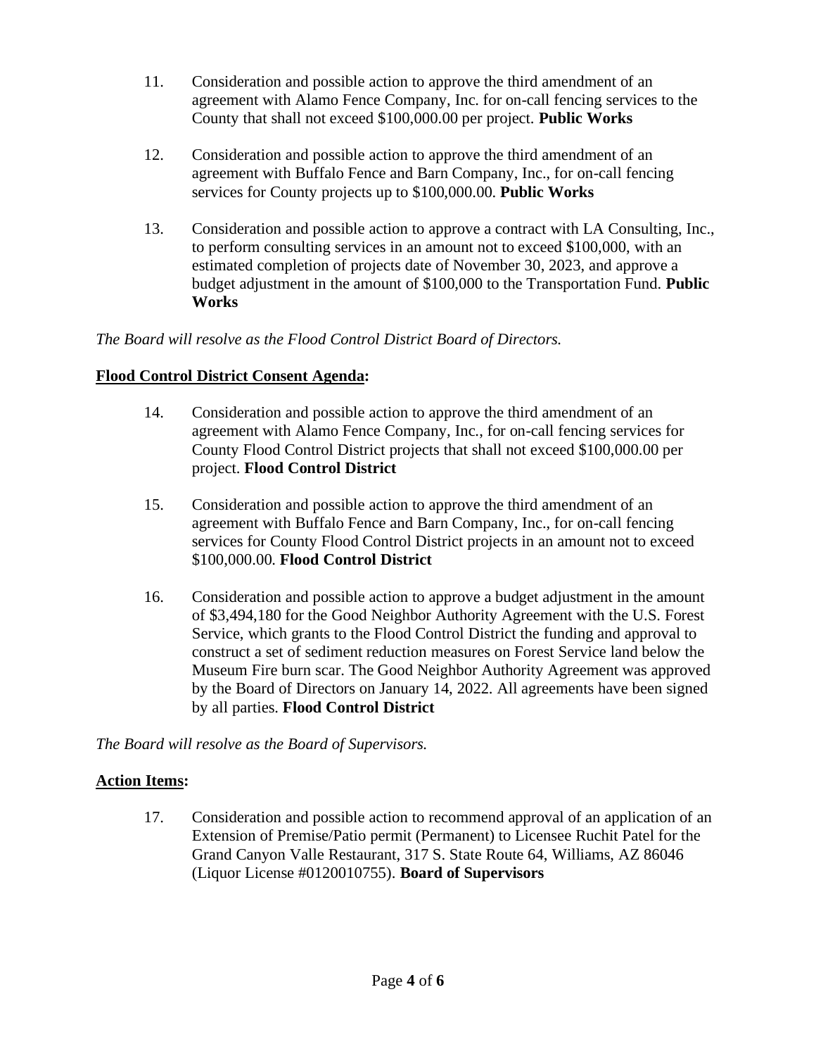11. Consideration and possible action to approve the third amendment of an agreement with Alamo Fence Company, Inc. for on-call fencing services to the County that shall not exceed $100,000.00 per project. **Public Works**

12. Consideration and possible action to approve the third amendment of an agreement with Buffalo Fence and Barn Company, Inc., for on-call fencing services for County projects up to $100,000.00. **Public Works**

13. Consideration and possible action to approve a contract with LA Consulting, Inc., to perform consulting services in an amount not to exceed $100,000, with an estimated completion of projects date of November 30, 2023, and approve a budget adjustment in the amount of $100,000 to the Transportation Fund. **Public Works**

*The Board will resolve as the Flood Control District Board of Directors.*

**Flood Control District Consent Agenda:**

14. Consideration and possible action to approve the third amendment of an agreement with Alamo Fence Company, Inc., for on-call fencing services for County Flood Control District projects that shall not exceed $100,000.00 per project. **Flood Control District**

15. Consideration and possible action to approve the third amendment of an agreement with Buffalo Fence and Barn Company, Inc., for on-call fencing services for County Flood Control District projects in an amount not to exceed $100,000.00. **Flood Control District**

16. Consideration and possible action to approve a budget adjustment in the amount of $3,494,180 for the Good Neighbor Authority Agreement with the U.S. Forest Service, which grants to the Flood Control District the funding and approval to construct a set of sediment reduction measures on Forest Service land below the Museum Fire burn scar. The Good Neighbor Authority Agreement was approved by the Board of Directors on January 14, 2022. All agreements have been signed by all parties. **Flood Control District**

*The Board will resolve as the Board of Supervisors.*

**Action Items:**

17. Consideration and possible action to recommend approval of an application of an Extension of Premise/Patio permit (Permanent) to Licensee Ruchit Patel for the Grand Canyon Valle Restaurant, 317 S. State Route 64, Williams, AZ 86046 (Liquor License #0120010755). **Board of Supervisors**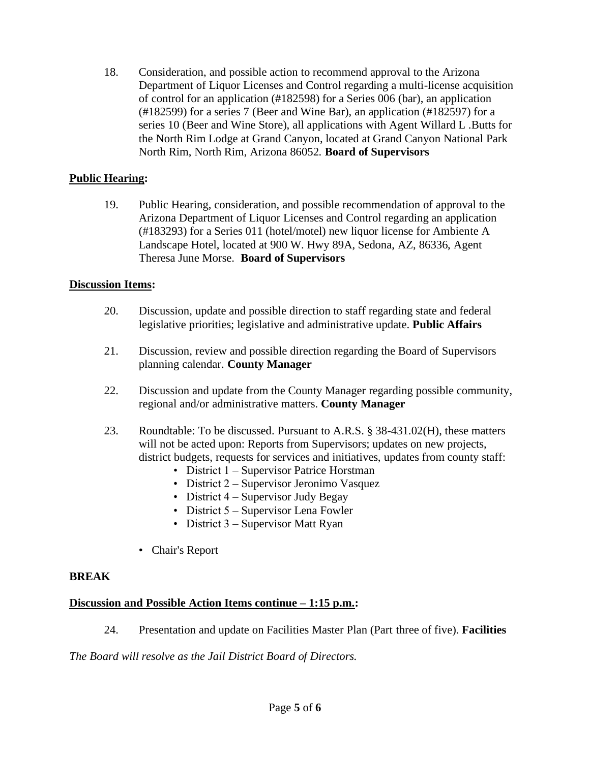18. Consideration, and possible action to recommend approval to the Arizona Department of Liquor Licenses and Control regarding a multi-license acquisition of control for an application (#182598) for a Series 006 (bar), an application (#182599) for a series 7 (Beer and Wine Bar), an application (#182597) for a series 10 (Beer and Wine Store), all applications with Agent Willard L .Butts for the North Rim Lodge at Grand Canyon, located at Grand Canyon National Park North Rim, North Rim, Arizona 86052. **Board of Supervisors**

**Public Hearing:**

19. Public Hearing, consideration, and possible recommendation of approval to the Arizona Department of Liquor Licenses and Control regarding an application (#183293) for a Series 011 (hotel/motel) new liquor license for Ambiente A Landscape Hotel, located at 900 W. Hwy 89A, Sedona, AZ, 86336, Agent Theresa June Morse. **Board of Supervisors**

**Discussion Items:**

20. Discussion, update and possible direction to staff regarding state and federal legislative priorities; legislative and administrative update. **Public Affairs**

21. Discussion, review and possible direction regarding the Board of Supervisors planning calendar. **County Manager**

22. Discussion and update from the County Manager regarding possible community, regional and/or administrative matters. **County Manager**

23. Roundtable: To be discussed. Pursuant to A.R.S. § 38-431.02(H), these matters will not be acted upon: Reports from Supervisors; updates on new projects, district budgets, requests for services and initiatives, updates from county staff:
    - District 1 – Supervisor Patrice Horstman
    - District 2 – Supervisor Jeronimo Vasquez
    - District 4 – Supervisor Judy Begay
    - District 5 – Supervisor Lena Fowler
    - District 3 – Supervisor Matt Ryan

    - Chair's Report

**BREAK**

**Discussion and Possible Action Items continue – 1:15 p.m.:**

24. Presentation and update on Facilities Master Plan (Part three of five). **Facilities**

*The Board will resolve as the Jail District Board of Directors.*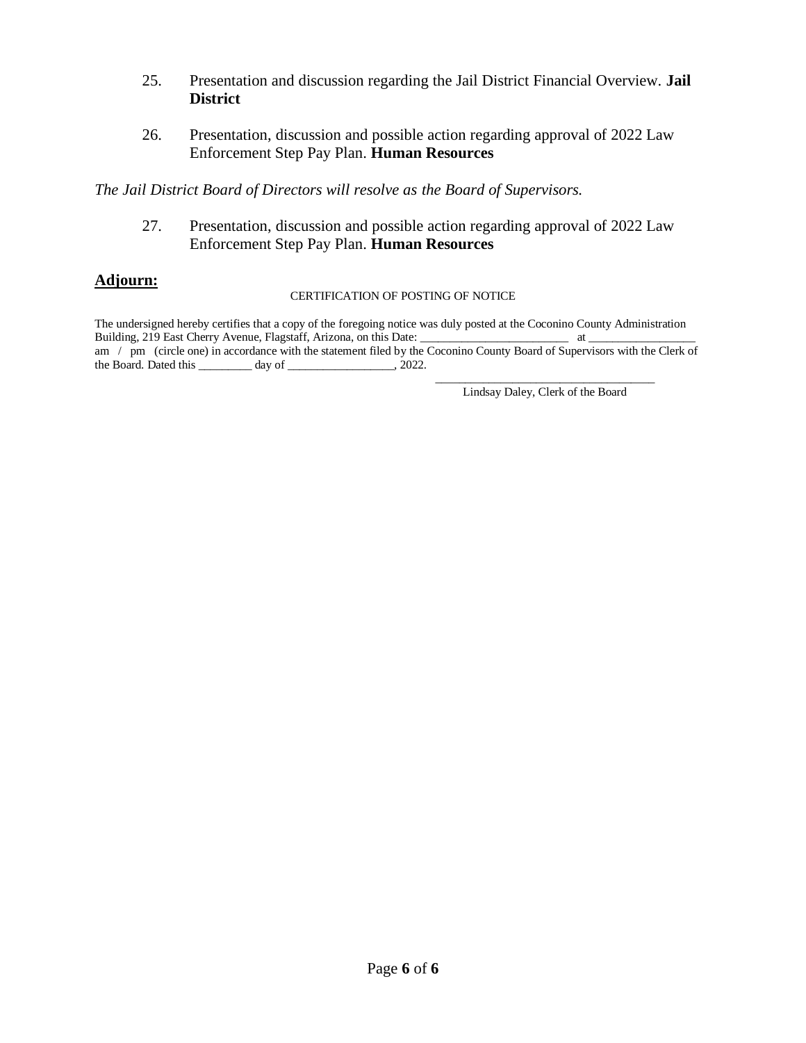25. Presentation and discussion regarding the Jail District Financial Overview. **Jail District**

26. Presentation, discussion and possible action regarding approval of 2022 Law Enforcement Step Pay Plan. **Human Resources**

*The Jail District Board of Directors will resolve as the Board of Supervisors.*

27. Presentation, discussion and possible action regarding approval of 2022 Law Enforcement Step Pay Plan. **Human Resources**

## Adjourn:

CERTIFICATION OF POSTING OF NOTICE

The undersigned hereby certifies that a copy of the foregoing notice was duly posted at the Coconino County Administration Building, 219 East Cherry Avenue, Flagstaff, Arizona, on this Date: __________________________ at __________________ am / pm (circle one) in accordance with the statement filed by the Coconino County Board of Supervisors with the Clerk of the Board. Dated this _________ day of __________________, 2022.

_____________________________________

Lindsay Daley, Clerk of the Board